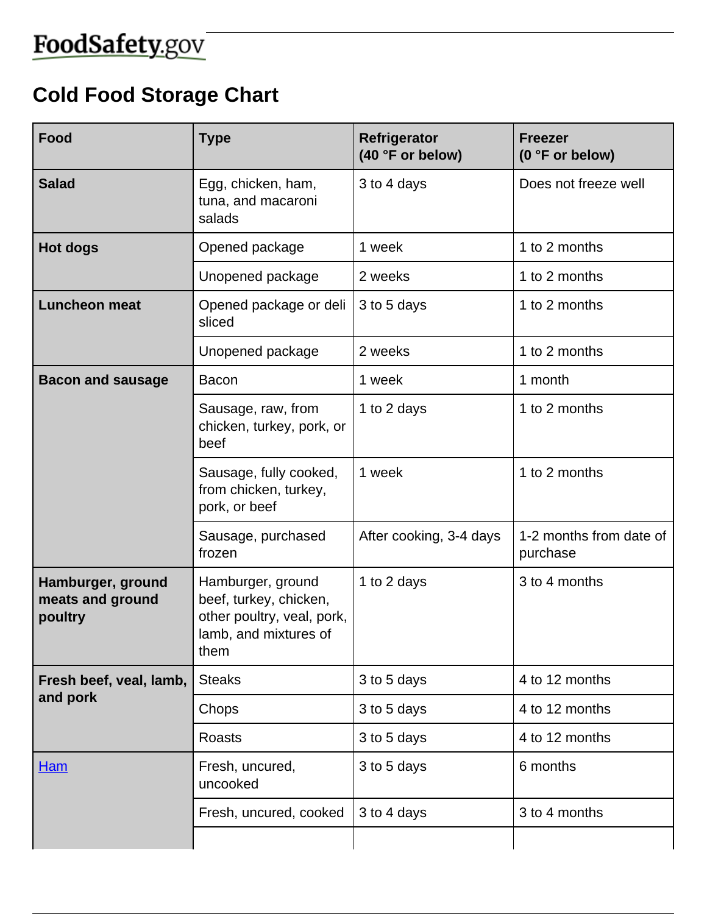FoodSafety.gov

# Cold Food Storage Chart

| Food | Type | Refrigerator (40 °F or below) | Freezer (0 °F or below) |
|---|---|---|---|
| **Salad** | Egg, chicken, ham, tuna, and macaroni salads | 3 to 4 days | Does not freeze well |
| **Hot dogs** | Opened package | 1 week | 1 to 2 months |
| | Unopened package | 2 weeks | 1 to 2 months |
| **Luncheon meat** | Opened package or deli sliced | 3 to 5 days | 1 to 2 months |
| | Unopened package | 2 weeks | 1 to 2 months |
| **Bacon and sausage** | Bacon | 1 week | 1 month |
| | Sausage, raw, from chicken, turkey, pork, or beef | 1 to 2 days | 1 to 2 months |
| | Sausage, fully cooked, from chicken, turkey, pork, or beef | 1 week | 1 to 2 months |
| | Sausage, purchased frozen | After cooking, 3-4 days | 1-2 months from date of purchase |
| **Hamburger, ground meats and ground poultry** | Hamburger, ground beef, turkey, chicken, other poultry, veal, pork, lamb, and mixtures of them | 1 to 2 days | 3 to 4 months |
| **Fresh beef, veal, lamb, and pork** | Steaks | 3 to 5 days | 4 to 12 months |
| | Chops | 3 to 5 days | 4 to 12 months |
| | Roasts | 3 to 5 days | 4 to 12 months |
| Ham | Fresh, uncured, uncooked | 3 to 5 days | 6 months |
| | Fresh, uncured, cooked | 3 to 4 days | 3 to 4 months |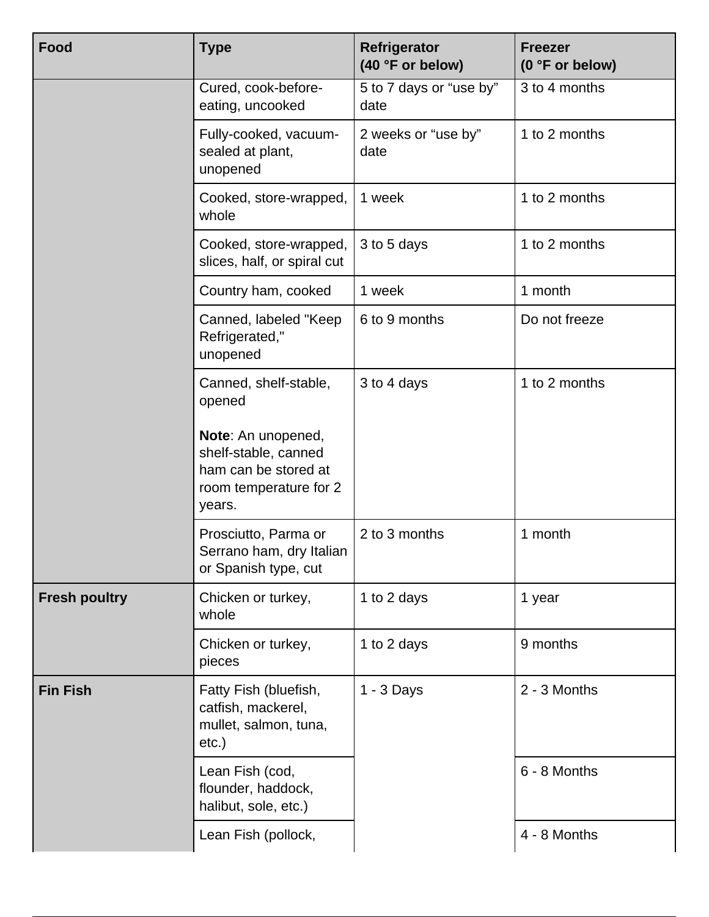| Food | Type | Refrigerator (40 °F or below) | Freezer (0 °F or below) |
|---|---|---|---|
| | Cured, cook-before-eating, uncooked | 5 to 7 days or “use by” date | 3 to 4 months |
| | Fully-cooked, vacuum-sealed at plant, unopened | 2 weeks or “use by” date | 1 to 2 months |
| | Cooked, store-wrapped, whole | 1 week | 1 to 2 months |
| | Cooked, store-wrapped, slices, half, or spiral cut | 3 to 5 days | 1 to 2 months |
| | Country ham, cooked | 1 week | 1 month |
| | Canned, labeled "Keep Refrigerated," unopened | 6 to 9 months | Do not freeze |
| | Canned, shelf-stable, opened<br><br>**Note**: An unopened, shelf-stable, canned ham can be stored at room temperature for 2 years. | 3 to 4 days | 1 to 2 months |
| | Prosciutto, Parma or Serrano ham, dry Italian or Spanish type, cut | 2 to 3 months | 1 month |
| **Fresh poultry** | Chicken or turkey, whole | 1 to 2 days | 1 year |
| | Chicken or turkey, pieces | 1 to 2 days | 9 months |
| **Fin Fish** | Fatty Fish (bluefish, catfish, mackerel, mullet, salmon, tuna, etc.) | 1 - 3 Days | 2 - 3 Months |
| | Lean Fish (cod, flounder, haddock, halibut, sole, etc.) | | 6 - 8 Months |
| | Lean Fish (pollock, | | 4 - 8 Months |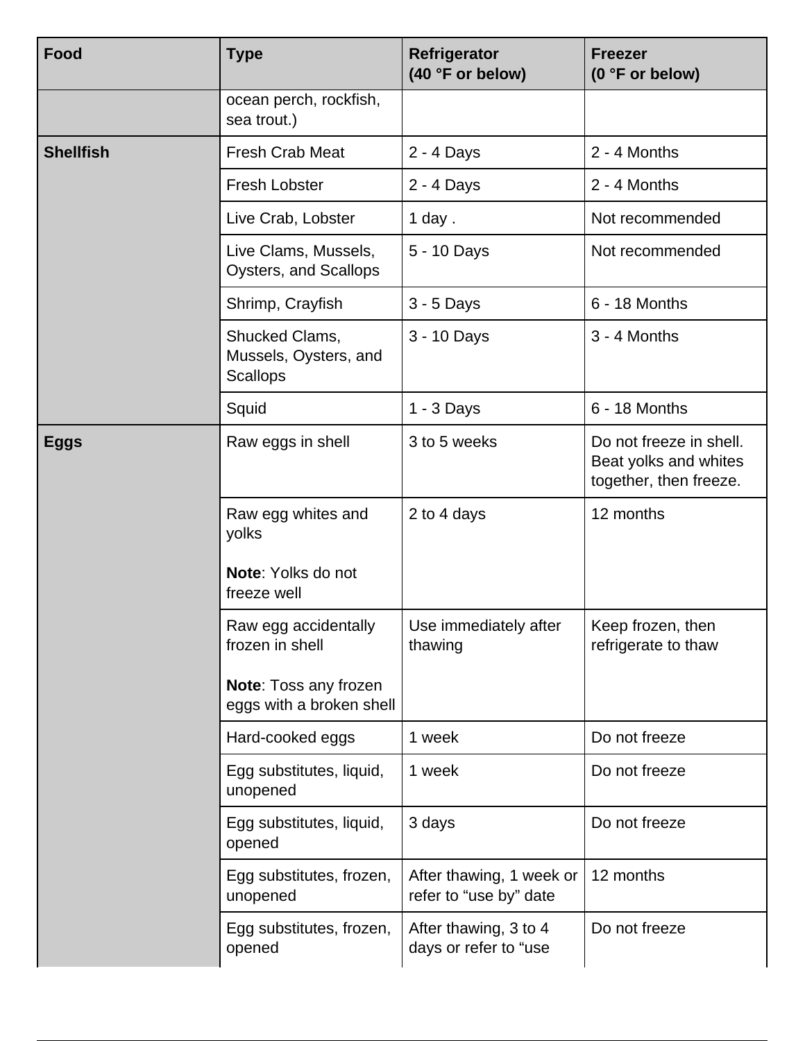| Food | Type | Refrigerator (40 °F or below) | Freezer (0 °F or below) |
|---|---|---|---|
| | ocean perch, rockfish, sea trout.) | | |
| **Shellfish** | Fresh Crab Meat | 2 - 4 Days | 2 - 4 Months |
| | Fresh Lobster | 2 - 4 Days | 2 - 4 Months |
| | Live Crab, Lobster | 1 day . | Not recommended |
| | Live Clams, Mussels, Oysters, and Scallops | 5 - 10 Days | Not recommended |
| | Shrimp, Crayfish | 3 - 5 Days | 6 - 18 Months |
| | Shucked Clams, Mussels, Oysters, and Scallops | 3 - 10 Days | 3 - 4 Months |
| | Squid | 1 - 3 Days | 6 - 18 Months |
| **Eggs** | Raw eggs in shell | 3 to 5 weeks | Do not freeze in shell. Beat yolks and whites together, then freeze. |
| | Raw egg whites and yolks<br><br>**Note**: Yolks do not freeze well | 2 to 4 days | 12 months |
| | Raw egg accidentally frozen in shell<br><br>**Note**: Toss any frozen eggs with a broken shell | Use immediately after thawing | Keep frozen, then refrigerate to thaw |
| | Hard-cooked eggs | 1 week | Do not freeze |
| | Egg substitutes, liquid, unopened | 1 week | Do not freeze |
| | Egg substitutes, liquid, opened | 3 days | Do not freeze |
| | Egg substitutes, frozen, unopened | After thawing, 1 week or refer to "use by" date | 12 months |
| | Egg substitutes, frozen, opened | After thawing, 3 to 4 days or refer to "use | Do not freeze |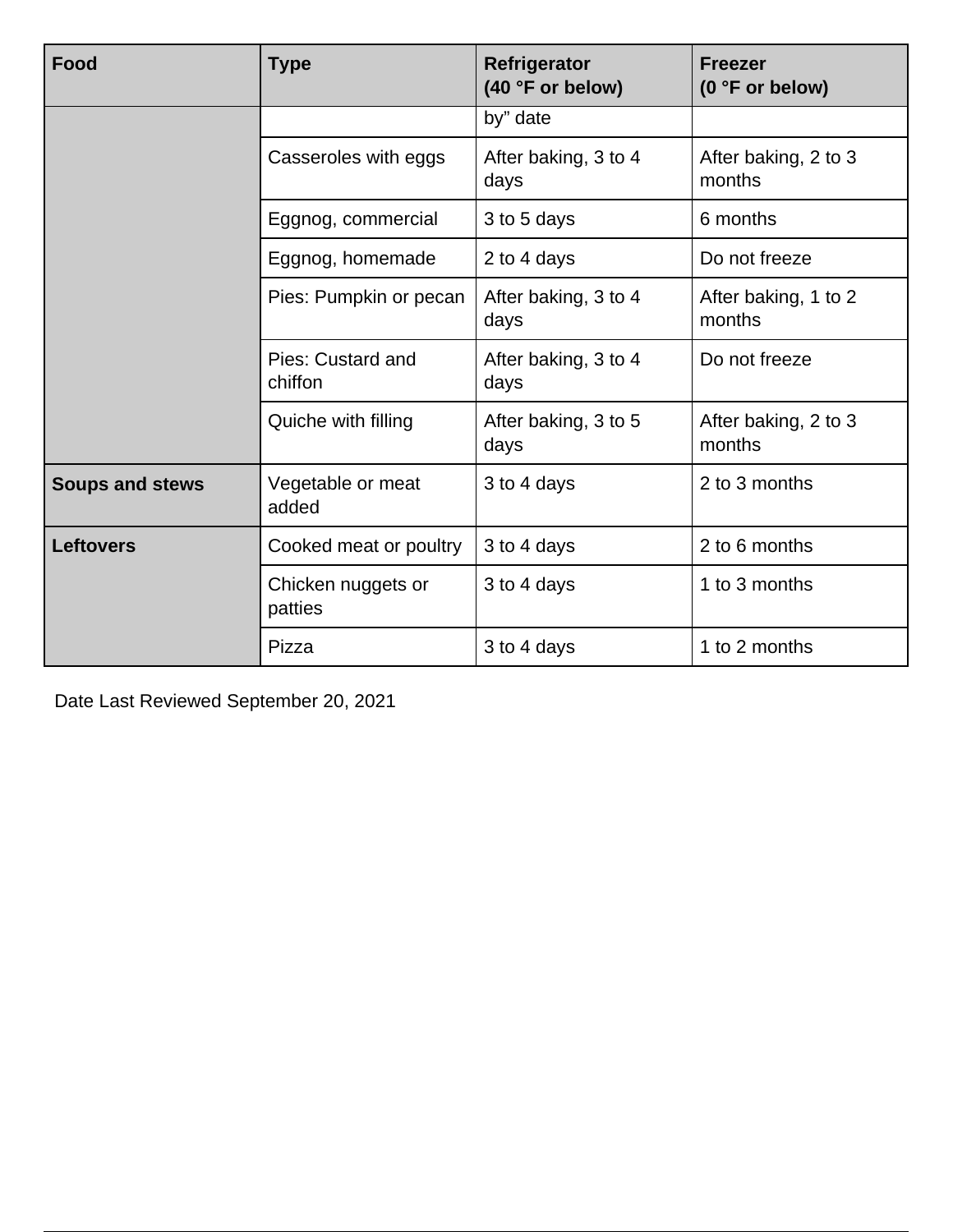| Food | Type | Refrigerator (40 °F or below) | Freezer (0 °F or below) |
|---|---|---|---|
| | | by" date | |
| | Casseroles with eggs | After baking, 3 to 4 days | After baking, 2 to 3 months |
| | Eggnog, commercial | 3 to 5 days | 6 months |
| | Eggnog, homemade | 2 to 4 days | Do not freeze |
| | Pies: Pumpkin or pecan | After baking, 3 to 4 days | After baking, 1 to 2 months |
| | Pies: Custard and chiffon | After baking, 3 to 4 days | Do not freeze |
| | Quiche with filling | After baking, 3 to 5 days | After baking, 2 to 3 months |
| **Soups and stews** | Vegetable or meat added | 3 to 4 days | 2 to 3 months |
| **Leftovers** | Cooked meat or poultry | 3 to 4 days | 2 to 6 months |
| | Chicken nuggets or patties | 3 to 4 days | 1 to 3 months |
| | Pizza | 3 to 4 days | 1 to 2 months |

Date Last Reviewed September 20, 2021